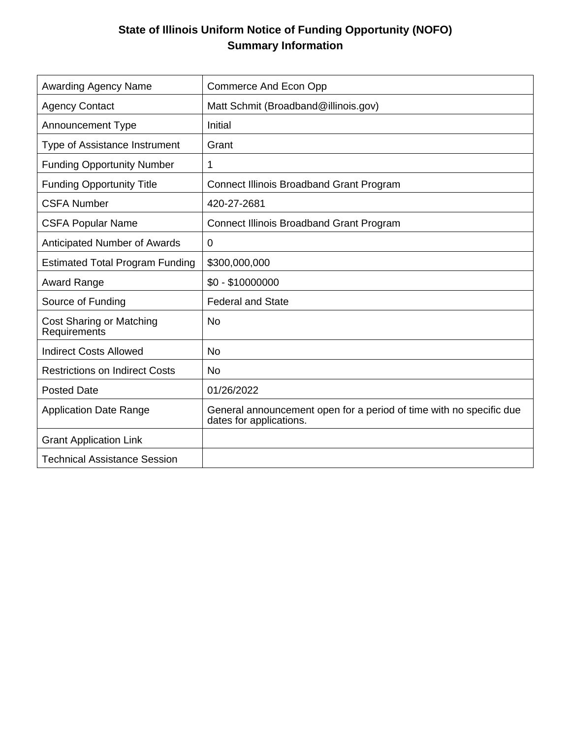# State of Illinois Uniform Notice of Funding Opportunity (NOFO) Summary Information

| | |
|---|---|
| Awarding Agency Name | Commerce And Econ Opp |
| Agency Contact | Matt Schmit (Broadband@illinois.gov) |
| Announcement Type | Initial |
| Type of Assistance Instrument | Grant |
| Funding Opportunity Number | 1 |
| Funding Opportunity Title | Connect Illinois Broadband Grant Program |
| CSFA Number | 420-27-2681 |
| CSFA Popular Name | Connect Illinois Broadband Grant Program |
| Anticipated Number of Awards | 0 |
| Estimated Total Program Funding | $300,000,000 |
| Award Range | $0 - $10000000 |
| Source of Funding | Federal and State |
| Cost Sharing or Matching Requirements | No |
| Indirect Costs Allowed | No |
| Restrictions on Indirect Costs | No |
| Posted Date | 01/26/2022 |
| Application Date Range | General announcement open for a period of time with no specific due dates for applications. |
| Grant Application Link | |
| Technical Assistance Session | |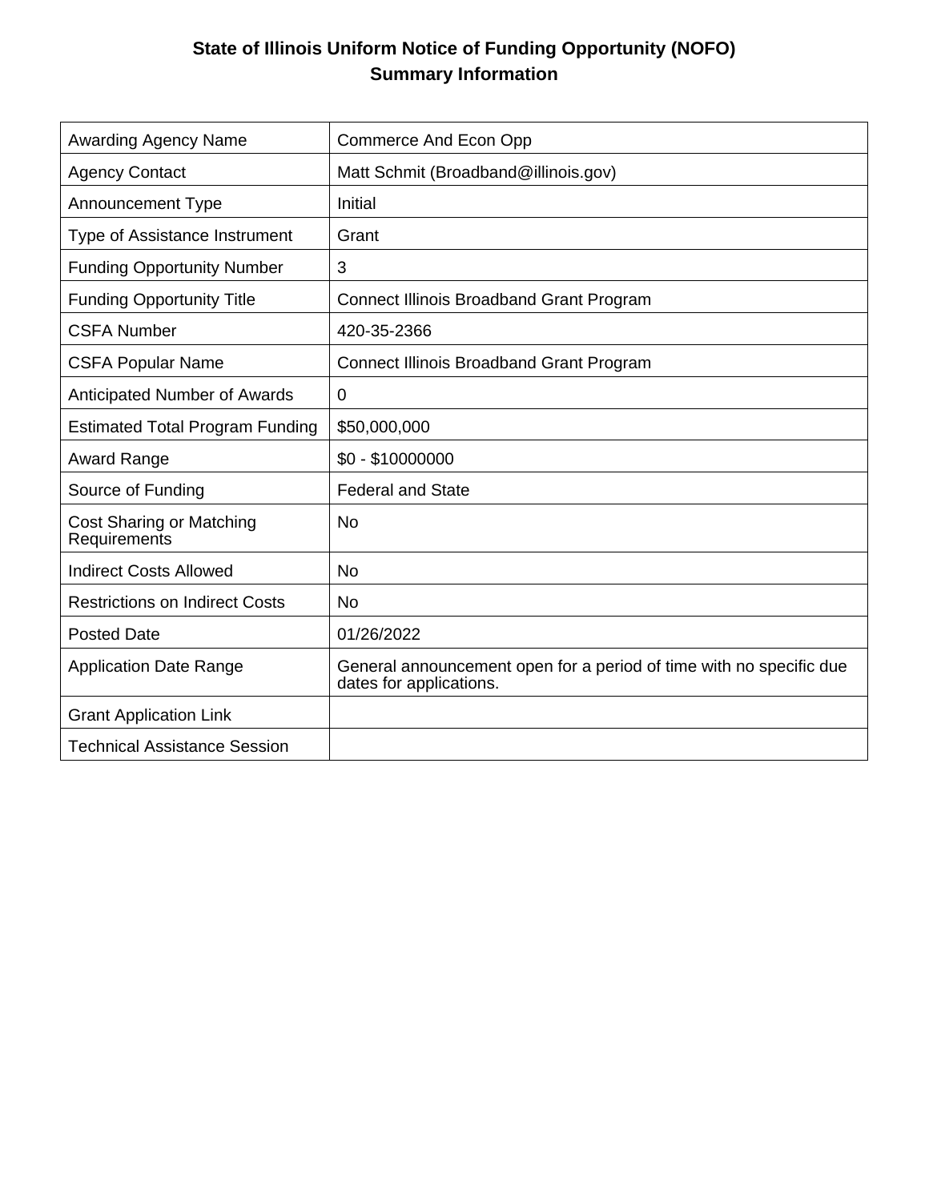# State of Illinois Uniform Notice of Funding Opportunity (NOFO) Summary Information

| | |
|---|---|
| Awarding Agency Name | Commerce And Econ Opp |
| Agency Contact | Matt Schmit (Broadband@illinois.gov) |
| Announcement Type | Initial |
| Type of Assistance Instrument | Grant |
| Funding Opportunity Number | 3 |
| Funding Opportunity Title | Connect Illinois Broadband Grant Program |
| CSFA Number | 420-35-2366 |
| CSFA Popular Name | Connect Illinois Broadband Grant Program |
| Anticipated Number of Awards | 0 |
| Estimated Total Program Funding | $50,000,000 |
| Award Range | $0 - $10000000 |
| Source of Funding | Federal and State |
| Cost Sharing or Matching Requirements | No |
| Indirect Costs Allowed | No |
| Restrictions on Indirect Costs | No |
| Posted Date | 01/26/2022 |
| Application Date Range | General announcement open for a period of time with no specific due dates for applications. |
| Grant Application Link | |
| Technical Assistance Session | |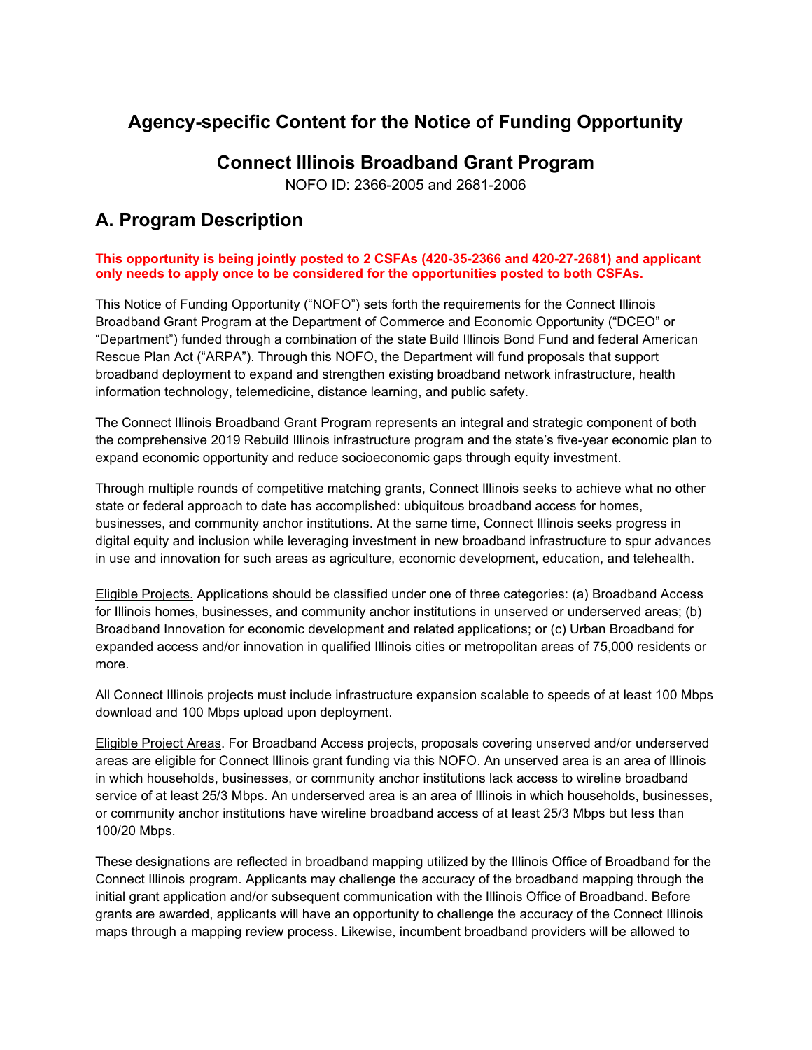## Agency-specific Content for the Notice of Funding Opportunity

## Connect Illinois Broadband Grant Program

NOFO ID: 2366-2005 and 2681-2006

# A. Program Description

**This opportunity is being jointly posted to 2 CSFAs (420-35-2366 and 420-27-2681) and applicant only needs to apply once to be considered for the opportunities posted to both CSFAs.**

This Notice of Funding Opportunity ("NOFO") sets forth the requirements for the Connect Illinois Broadband Grant Program at the Department of Commerce and Economic Opportunity ("DCEO" or "Department") funded through a combination of the state Build Illinois Bond Fund and federal American Rescue Plan Act ("ARPA"). Through this NOFO, the Department will fund proposals that support broadband deployment to expand and strengthen existing broadband network infrastructure, health information technology, telemedicine, distance learning, and public safety.

The Connect Illinois Broadband Grant Program represents an integral and strategic component of both the comprehensive 2019 Rebuild Illinois infrastructure program and the state's five-year economic plan to expand economic opportunity and reduce socioeconomic gaps through equity investment.

Through multiple rounds of competitive matching grants, Connect Illinois seeks to achieve what no other state or federal approach to date has accomplished: ubiquitous broadband access for homes, businesses, and community anchor institutions. At the same time, Connect Illinois seeks progress in digital equity and inclusion while leveraging investment in new broadband infrastructure to spur advances in use and innovation for such areas as agriculture, economic development, education, and telehealth.

<u>Eligible Projects.</u> Applications should be classified under one of three categories: (a) Broadband Access for Illinois homes, businesses, and community anchor institutions in unserved or underserved areas; (b) Broadband Innovation for economic development and related applications; or (c) Urban Broadband for expanded access and/or innovation in qualified Illinois cities or metropolitan areas of 75,000 residents or more.

All Connect Illinois projects must include infrastructure expansion scalable to speeds of at least 100 Mbps download and 100 Mbps upload upon deployment.

<u>Eligible Project Areas</u>. For Broadband Access projects, proposals covering unserved and/or underserved areas are eligible for Connect Illinois grant funding via this NOFO. An unserved area is an area of Illinois in which households, businesses, or community anchor institutions lack access to wireline broadband service of at least 25/3 Mbps. An underserved area is an area of Illinois in which households, businesses, or community anchor institutions have wireline broadband access of at least 25/3 Mbps but less than 100/20 Mbps.

These designations are reflected in broadband mapping utilized by the Illinois Office of Broadband for the Connect Illinois program. Applicants may challenge the accuracy of the broadband mapping through the initial grant application and/or subsequent communication with the Illinois Office of Broadband. Before grants are awarded, applicants will have an opportunity to challenge the accuracy of the Connect Illinois maps through a mapping review process. Likewise, incumbent broadband providers will be allowed to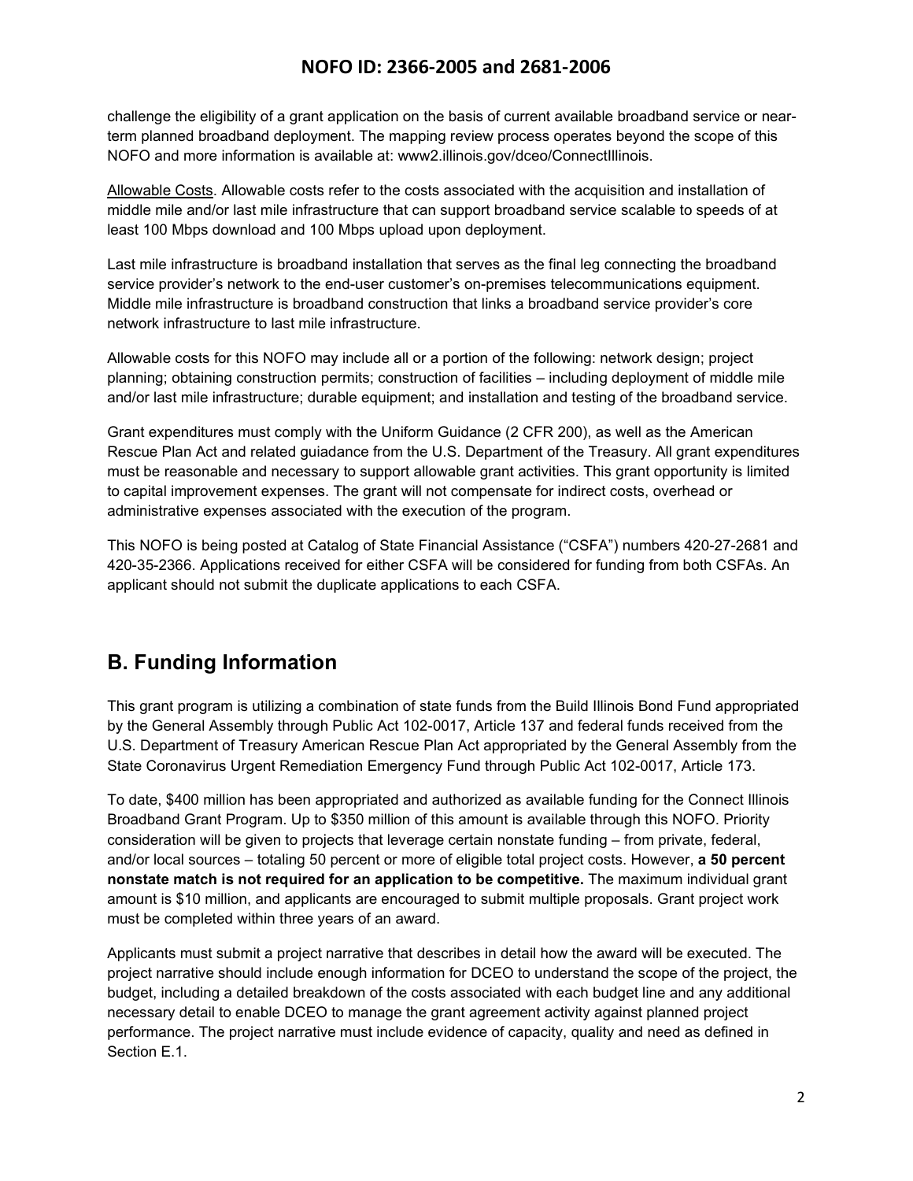challenge the eligibility of a grant application on the basis of current available broadband service or near-term planned broadband deployment. The mapping review process operates beyond the scope of this NOFO and more information is available at: www2.illinois.gov/dceo/ConnectIllinois.

Allowable Costs. Allowable costs refer to the costs associated with the acquisition and installation of middle mile and/or last mile infrastructure that can support broadband service scalable to speeds of at least 100 Mbps download and 100 Mbps upload upon deployment.

Last mile infrastructure is broadband installation that serves as the final leg connecting the broadband service provider's network to the end-user customer's on-premises telecommunications equipment. Middle mile infrastructure is broadband construction that links a broadband service provider's core network infrastructure to last mile infrastructure.

Allowable costs for this NOFO may include all or a portion of the following: network design; project planning; obtaining construction permits; construction of facilities – including deployment of middle mile and/or last mile infrastructure; durable equipment; and installation and testing of the broadband service.

Grant expenditures must comply with the Uniform Guidance (2 CFR 200), as well as the American Rescue Plan Act and related guiadance from the U.S. Department of the Treasury. All grant expenditures must be reasonable and necessary to support allowable grant activities. This grant opportunity is limited to capital improvement expenses. The grant will not compensate for indirect costs, overhead or administrative expenses associated with the execution of the program.

This NOFO is being posted at Catalog of State Financial Assistance ("CSFA") numbers 420-27-2681 and 420-35-2366. Applications received for either CSFA will be considered for funding from both CSFAs. An applicant should not submit the duplicate applications to each CSFA.

## B. Funding Information

This grant program is utilizing a combination of state funds from the Build Illinois Bond Fund appropriated by the General Assembly through Public Act 102-0017, Article 137 and federal funds received from the U.S. Department of Treasury American Rescue Plan Act appropriated by the General Assembly from the State Coronavirus Urgent Remediation Emergency Fund through Public Act 102-0017, Article 173.

To date, $400 million has been appropriated and authorized as available funding for the Connect Illinois Broadband Grant Program. Up to $350 million of this amount is available through this NOFO. Priority consideration will be given to projects that leverage certain nonstate funding – from private, federal, and/or local sources – totaling 50 percent or more of eligible total project costs. However, **a 50 percent nonstate match is not required for an application to be competitive.** The maximum individual grant amount is $10 million, and applicants are encouraged to submit multiple proposals. Grant project work must be completed within three years of an award.

Applicants must submit a project narrative that describes in detail how the award will be executed. The project narrative should include enough information for DCEO to understand the scope of the project, the budget, including a detailed breakdown of the costs associated with each budget line and any additional necessary detail to enable DCEO to manage the grant agreement activity against planned project performance. The project narrative must include evidence of capacity, quality and need as defined in Section E.1.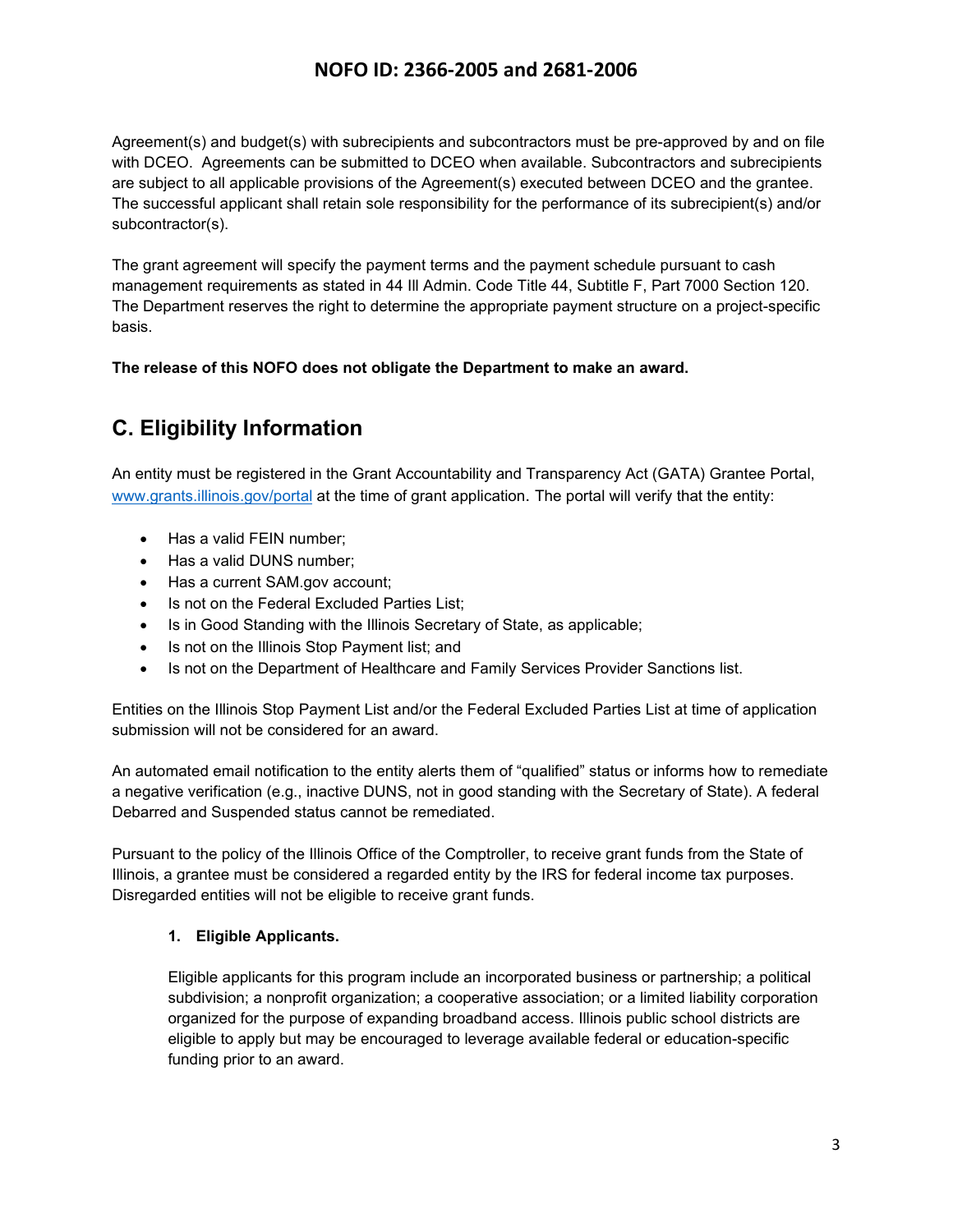Agreement(s) and budget(s) with subrecipients and subcontractors must be pre-approved by and on file with DCEO. Agreements can be submitted to DCEO when available. Subcontractors and subrecipients are subject to all applicable provisions of the Agreement(s) executed between DCEO and the grantee. The successful applicant shall retain sole responsibility for the performance of its subrecipient(s) and/or subcontractor(s).

The grant agreement will specify the payment terms and the payment schedule pursuant to cash management requirements as stated in 44 Ill Admin. Code Title 44, Subtitle F, Part 7000 Section 120. The Department reserves the right to determine the appropriate payment structure on a project-specific basis.

**The release of this NOFO does not obligate the Department to make an award.**

## C. Eligibility Information

An entity must be registered in the Grant Accountability and Transparency Act (GATA) Grantee Portal, www.grants.illinois.gov/portal at the time of grant application. The portal will verify that the entity:

- Has a valid FEIN number;
- Has a valid DUNS number;
- Has a current SAM.gov account;
- Is not on the Federal Excluded Parties List;
- Is in Good Standing with the Illinois Secretary of State, as applicable;
- Is not on the Illinois Stop Payment list; and
- Is not on the Department of Healthcare and Family Services Provider Sanctions list.

Entities on the Illinois Stop Payment List and/or the Federal Excluded Parties List at time of application submission will not be considered for an award.

An automated email notification to the entity alerts them of "qualified" status or informs how to remediate a negative verification (e.g., inactive DUNS, not in good standing with the Secretary of State). A federal Debarred and Suspended status cannot be remediated.

Pursuant to the policy of the Illinois Office of the Comptroller, to receive grant funds from the State of Illinois, a grantee must be considered a regarded entity by the IRS for federal income tax purposes. Disregarded entities will not be eligible to receive grant funds.

### 1. Eligible Applicants.

Eligible applicants for this program include an incorporated business or partnership; a political subdivision; a nonprofit organization; a cooperative association; or a limited liability corporation organized for the purpose of expanding broadband access. Illinois public school districts are eligible to apply but may be encouraged to leverage available federal or education-specific funding prior to an award.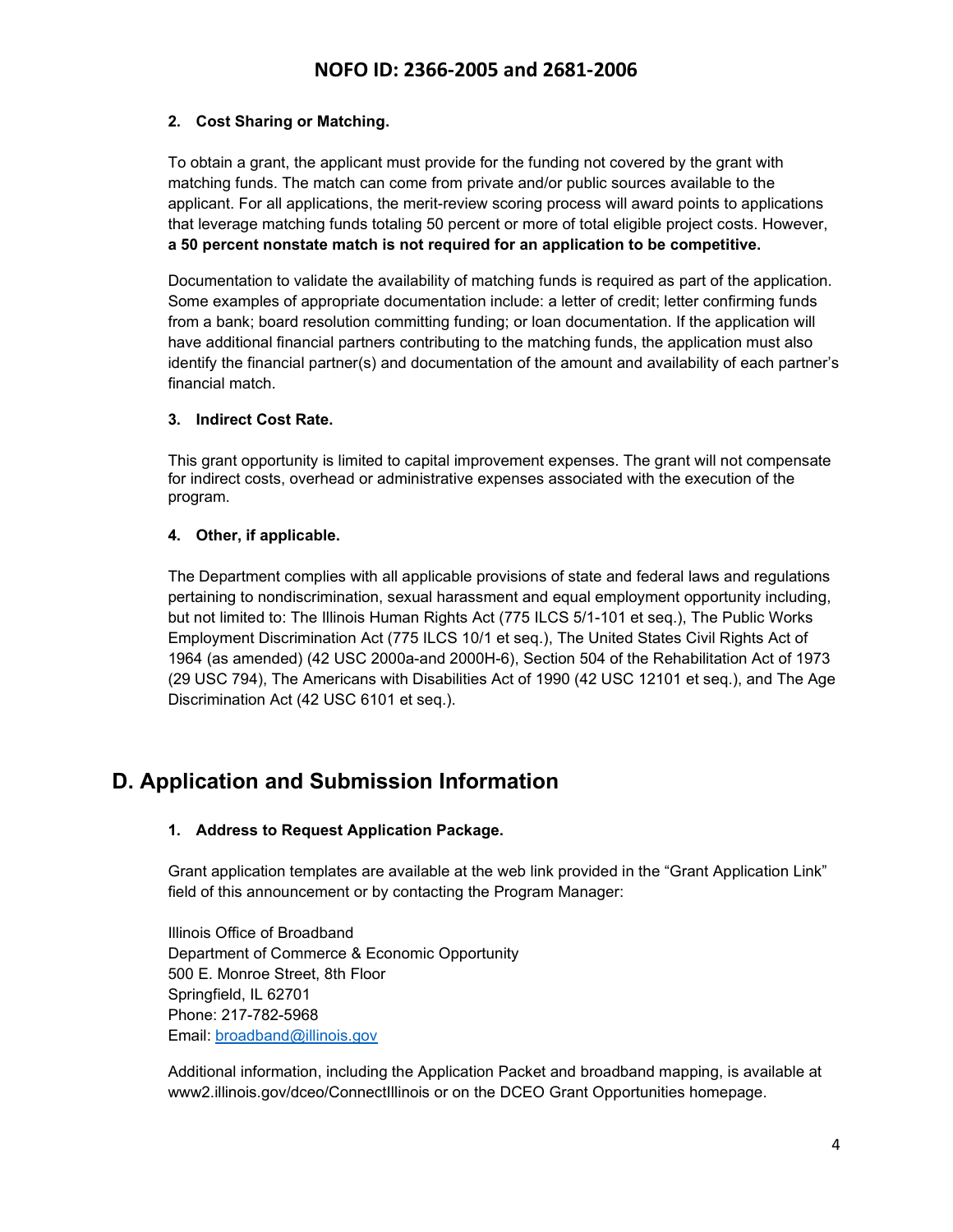### 2. Cost Sharing or Matching.

To obtain a grant, the applicant must provide for the funding not covered by the grant with matching funds. The match can come from private and/or public sources available to the applicant. For all applications, the merit-review scoring process will award points to applications that leverage matching funds totaling 50 percent or more of total eligible project costs. However, **a 50 percent nonstate match is not required for an application to be competitive.**

Documentation to validate the availability of matching funds is required as part of the application. Some examples of appropriate documentation include: a letter of credit; letter confirming funds from a bank; board resolution committing funding; or loan documentation. If the application will have additional financial partners contributing to the matching funds, the application must also identify the financial partner(s) and documentation of the amount and availability of each partner's financial match.

### 3. Indirect Cost Rate.

This grant opportunity is limited to capital improvement expenses. The grant will not compensate for indirect costs, overhead or administrative expenses associated with the execution of the program.

### 4. Other, if applicable.

The Department complies with all applicable provisions of state and federal laws and regulations pertaining to nondiscrimination, sexual harassment and equal employment opportunity including, but not limited to: The Illinois Human Rights Act (775 ILCS 5/1-101 et seq.), The Public Works Employment Discrimination Act (775 ILCS 10/1 et seq.), The United States Civil Rights Act of 1964 (as amended) (42 USC 2000a-and 2000H-6), Section 504 of the Rehabilitation Act of 1973 (29 USC 794), The Americans with Disabilities Act of 1990 (42 USC 12101 et seq.), and The Age Discrimination Act (42 USC 6101 et seq.).

## D. Application and Submission Information

### 1. Address to Request Application Package.

Grant application templates are available at the web link provided in the "Grant Application Link" field of this announcement or by contacting the Program Manager:

Illinois Office of Broadband
Department of Commerce & Economic Opportunity
500 E. Monroe Street, 8th Floor
Springfield, IL 62701
Phone: 217-782-5968
Email: broadband@illinois.gov

Additional information, including the Application Packet and broadband mapping, is available at www2.illinois.gov/dceo/ConnectIllinois or on the DCEO Grant Opportunities homepage.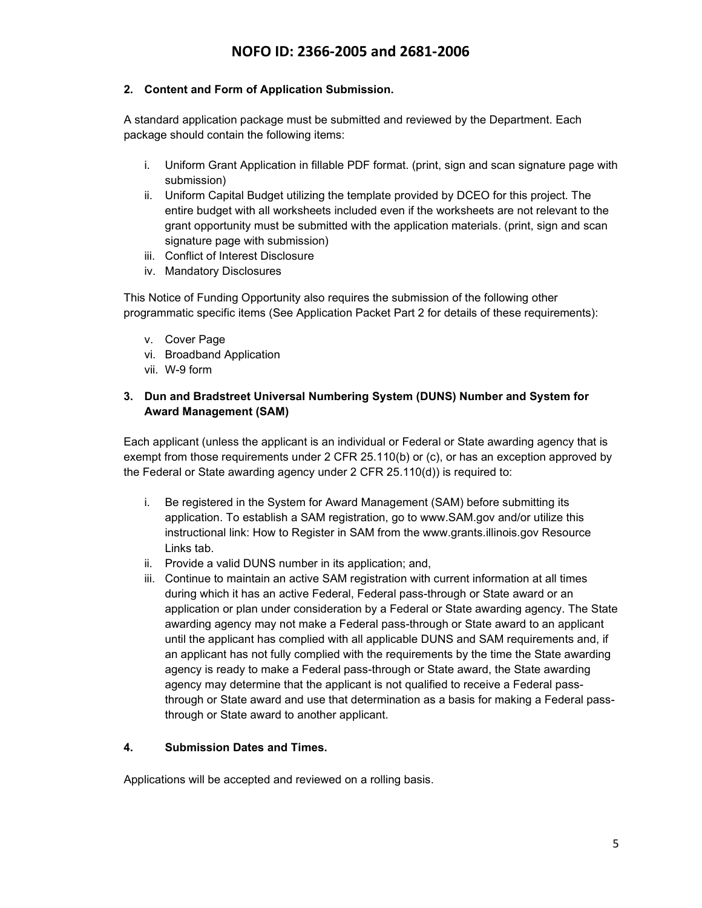### 2. Content and Form of Application Submission.

A standard application package must be submitted and reviewed by the Department. Each package should contain the following items:

i. Uniform Grant Application in fillable PDF format. (print, sign and scan signature page with submission)
ii. Uniform Capital Budget utilizing the template provided by DCEO for this project. The entire budget with all worksheets included even if the worksheets are not relevant to the grant opportunity must be submitted with the application materials. (print, sign and scan signature page with submission)
iii. Conflict of Interest Disclosure
iv. Mandatory Disclosures

This Notice of Funding Opportunity also requires the submission of the following other programmatic specific items (See Application Packet Part 2 for details of these requirements):

v. Cover Page
vi. Broadband Application
vii. W-9 form

### 3. Dun and Bradstreet Universal Numbering System (DUNS) Number and System for Award Management (SAM)

Each applicant (unless the applicant is an individual or Federal or State awarding agency that is exempt from those requirements under 2 CFR 25.110(b) or (c), or has an exception approved by the Federal or State awarding agency under 2 CFR 25.110(d)) is required to:

i. Be registered in the System for Award Management (SAM) before submitting its application. To establish a SAM registration, go to www.SAM.gov and/or utilize this instructional link: How to Register in SAM from the www.grants.illinois.gov Resource Links tab.
ii. Provide a valid DUNS number in its application; and,
iii. Continue to maintain an active SAM registration with current information at all times during which it has an active Federal, Federal pass-through or State award or an application or plan under consideration by a Federal or State awarding agency. The State awarding agency may not make a Federal pass-through or State award to an applicant until the applicant has complied with all applicable DUNS and SAM requirements and, if an applicant has not fully complied with the requirements by the time the State awarding agency is ready to make a Federal pass-through or State award, the State awarding agency may determine that the applicant is not qualified to receive a Federal pass-through or State award and use that determination as a basis for making a Federal pass-through or State award to another applicant.

### 4. Submission Dates and Times.

Applications will be accepted and reviewed on a rolling basis.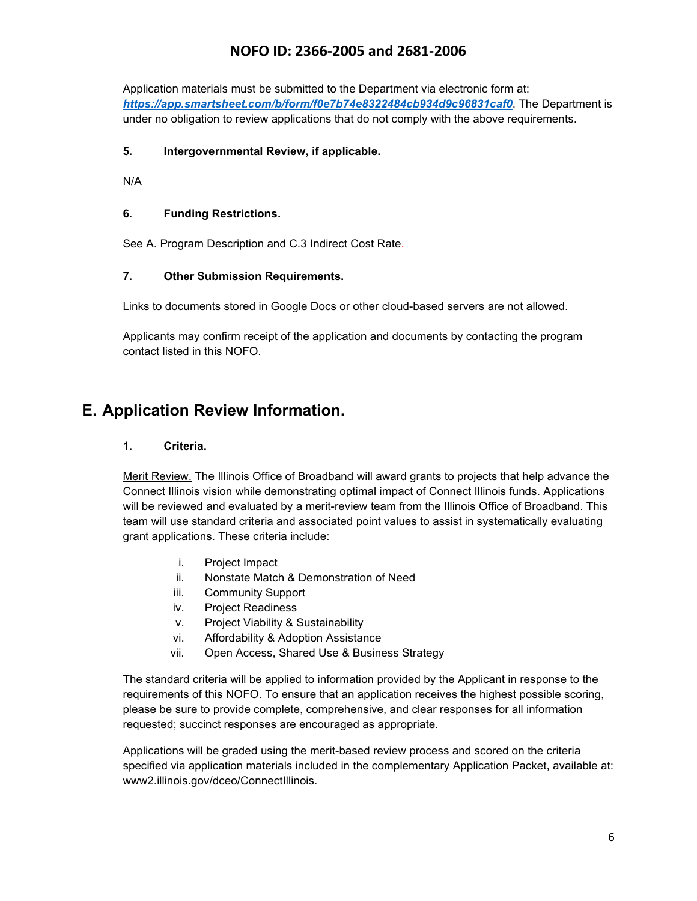Application materials must be submitted to the Department via electronic form at: ***https://app.smartsheet.com/b/form/f0e7b74e8322484cb934d9c96831caf0***. The Department is under no obligation to review applications that do not comply with the above requirements.

#### 5. Intergovernmental Review, if applicable.

N/A

#### 6. Funding Restrictions.

See A. Program Description and C.3 Indirect Cost Rate.

#### 7. Other Submission Requirements.

Links to documents stored in Google Docs or other cloud-based servers are not allowed.

Applicants may confirm receipt of the application and documents by contacting the program contact listed in this NOFO.

## E. Application Review Information.

#### 1. Criteria.

Merit Review. The Illinois Office of Broadband will award grants to projects that help advance the Connect Illinois vision while demonstrating optimal impact of Connect Illinois funds. Applications will be reviewed and evaluated by a merit-review team from the Illinois Office of Broadband. This team will use standard criteria and associated point values to assist in systematically evaluating grant applications. These criteria include:

i. Project Impact
ii. Nonstate Match & Demonstration of Need
iii. Community Support
iv. Project Readiness
v. Project Viability & Sustainability
vi. Affordability & Adoption Assistance
vii. Open Access, Shared Use & Business Strategy

The standard criteria will be applied to information provided by the Applicant in response to the requirements of this NOFO. To ensure that an application receives the highest possible scoring, please be sure to provide complete, comprehensive, and clear responses for all information requested; succinct responses are encouraged as appropriate.

Applications will be graded using the merit-based review process and scored on the criteria specified via application materials included in the complementary Application Packet, available at: www2.illinois.gov/dceo/ConnectIllinois.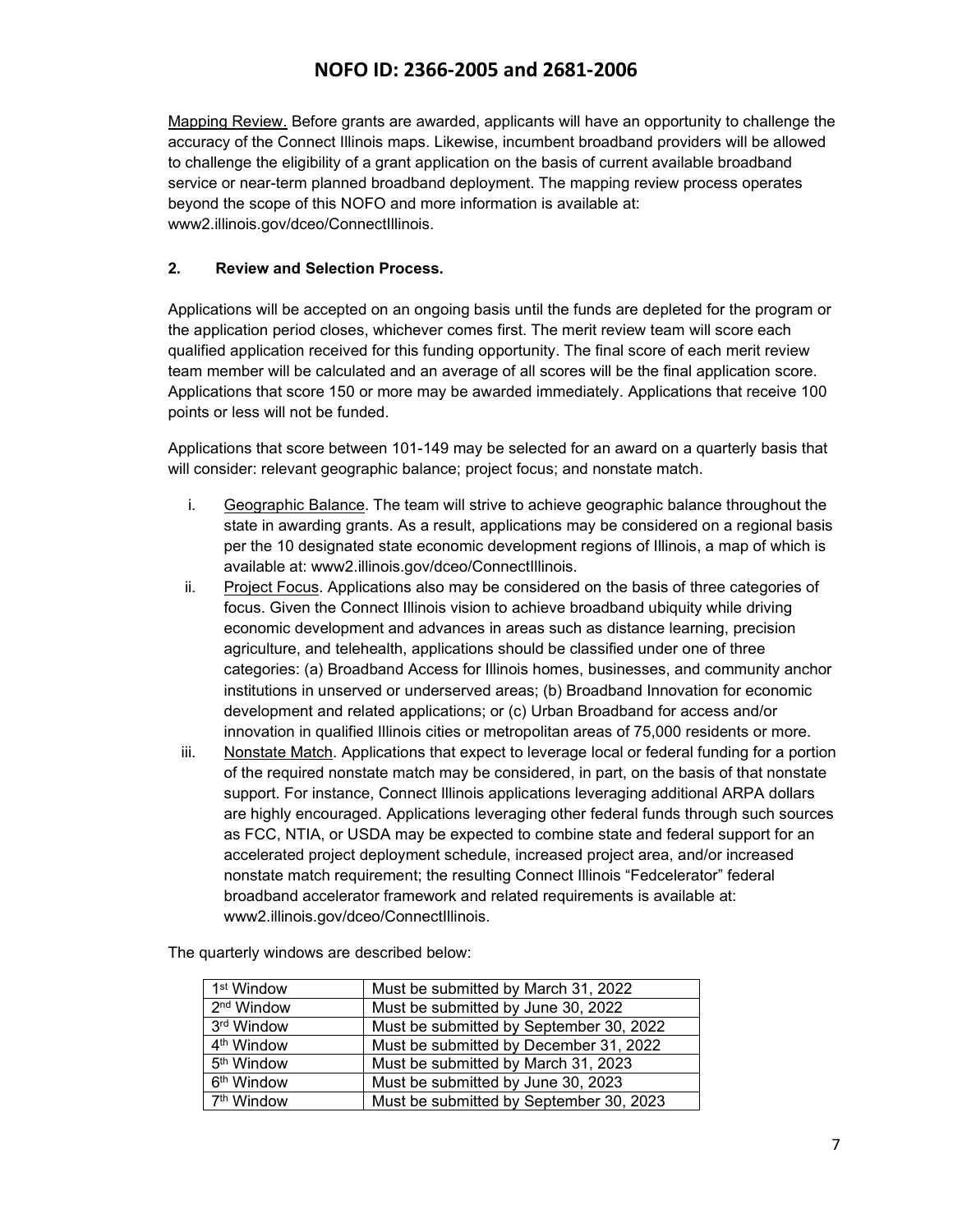Mapping Review. Before grants are awarded, applicants will have an opportunity to challenge the accuracy of the Connect Illinois maps. Likewise, incumbent broadband providers will be allowed to challenge the eligibility of a grant application on the basis of current available broadband service or near-term planned broadband deployment. The mapping review process operates beyond the scope of this NOFO and more information is available at: www2.illinois.gov/dceo/ConnectIllinois.

**2. Review and Selection Process.**

Applications will be accepted on an ongoing basis until the funds are depleted for the program or the application period closes, whichever comes first. The merit review team will score each qualified application received for this funding opportunity. The final score of each merit review team member will be calculated and an average of all scores will be the final application score. Applications that score 150 or more may be awarded immediately. Applications that receive 100 points or less will not be funded.

Applications that score between 101-149 may be selected for an award on a quarterly basis that will consider: relevant geographic balance; project focus; and nonstate match.

i. Geographic Balance. The team will strive to achieve geographic balance throughout the state in awarding grants. As a result, applications may be considered on a regional basis per the 10 designated state economic development regions of Illinois, a map of which is available at: www2.illinois.gov/dceo/ConnectIllinois.

ii. Project Focus. Applications also may be considered on the basis of three categories of focus. Given the Connect Illinois vision to achieve broadband ubiquity while driving economic development and advances in areas such as distance learning, precision agriculture, and telehealth, applications should be classified under one of three categories: (a) Broadband Access for Illinois homes, businesses, and community anchor institutions in unserved or underserved areas; (b) Broadband Innovation for economic development and related applications; or (c) Urban Broadband for access and/or innovation in qualified Illinois cities or metropolitan areas of 75,000 residents or more.

iii. Nonstate Match. Applications that expect to leverage local or federal funding for a portion of the required nonstate match may be considered, in part, on the basis of that nonstate support. For instance, Connect Illinois applications leveraging additional ARPA dollars are highly encouraged. Applications leveraging other federal funds through such sources as FCC, NTIA, or USDA may be expected to combine state and federal support for an accelerated project deployment schedule, increased project area, and/or increased nonstate match requirement; the resulting Connect Illinois "Fedcelerator" federal broadband accelerator framework and related requirements is available at: www2.illinois.gov/dceo/ConnectIllinois.

The quarterly windows are described below:

| Window | Deadline |
|---|---|
| 1st Window | Must be submitted by March 31, 2022 |
| 2nd Window | Must be submitted by June 30, 2022 |
| 3rd Window | Must be submitted by September 30, 2022 |
| 4th Window | Must be submitted by December 31, 2022 |
| 5th Window | Must be submitted by March 31, 2023 |
| 6th Window | Must be submitted by June 30, 2023 |
| 7th Window | Must be submitted by September 30, 2023 |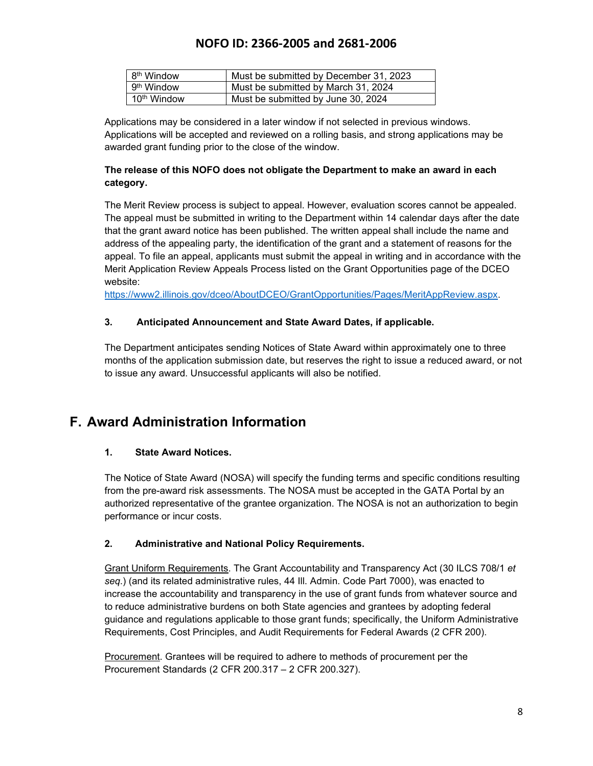| 8th Window | Must be submitted by December 31, 2023 |
|---|---|
| 9th Window | Must be submitted by March 31, 2024 |
| 10th Window | Must be submitted by June 30, 2024 |

Applications may be considered in a later window if not selected in previous windows. Applications will be accepted and reviewed on a rolling basis, and strong applications may be awarded grant funding prior to the close of the window.

**The release of this NOFO does not obligate the Department to make an award in each category.**

The Merit Review process is subject to appeal. However, evaluation scores cannot be appealed. The appeal must be submitted in writing to the Department within 14 calendar days after the date that the grant award notice has been published. The written appeal shall include the name and address of the appealing party, the identification of the grant and a statement of reasons for the appeal. To file an appeal, applicants must submit the appeal in writing and in accordance with the Merit Application Review Appeals Process listed on the Grant Opportunities page of the DCEO website: https://www2.illinois.gov/dceo/AboutDCEO/GrantOpportunities/Pages/MeritAppReview.aspx.

### 3. Anticipated Announcement and State Award Dates, if applicable.

The Department anticipates sending Notices of State Award within approximately one to three months of the application submission date, but reserves the right to issue a reduced award, or not to issue any award. Unsuccessful applicants will also be notified.

## F. Award Administration Information

### 1. State Award Notices.

The Notice of State Award (NOSA) will specify the funding terms and specific conditions resulting from the pre-award risk assessments. The NOSA must be accepted in the GATA Portal by an authorized representative of the grantee organization. The NOSA is not an authorization to begin performance or incur costs.

### 2. Administrative and National Policy Requirements.

Grant Uniform Requirements. The Grant Accountability and Transparency Act (30 ILCS 708/1 *et seq.*) (and its related administrative rules, 44 Ill. Admin. Code Part 7000), was enacted to increase the accountability and transparency in the use of grant funds from whatever source and to reduce administrative burdens on both State agencies and grantees by adopting federal guidance and regulations applicable to those grant funds; specifically, the Uniform Administrative Requirements, Cost Principles, and Audit Requirements for Federal Awards (2 CFR 200).

Procurement. Grantees will be required to adhere to methods of procurement per the Procurement Standards (2 CFR 200.317 – 2 CFR 200.327).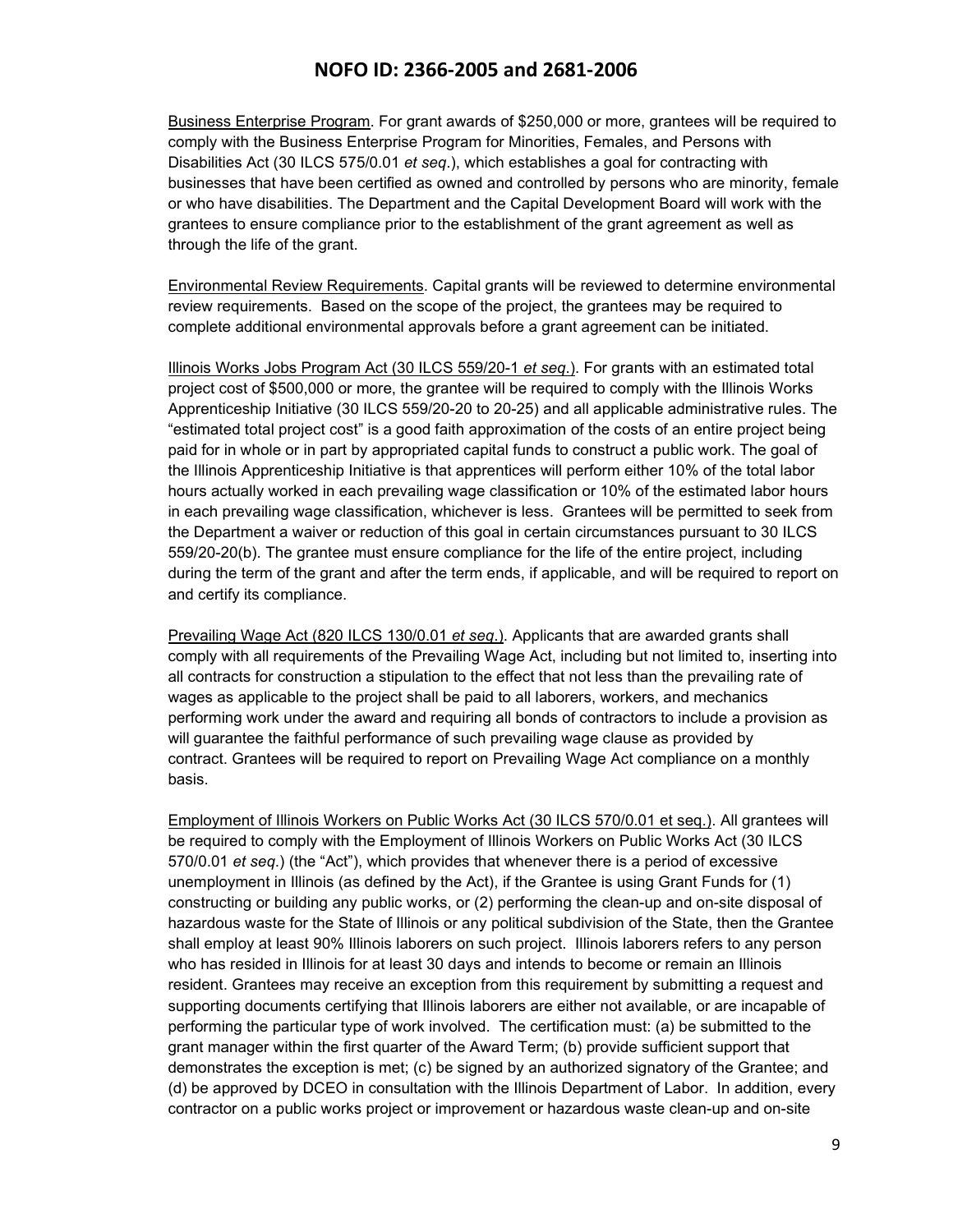Business Enterprise Program. For grant awards of $250,000 or more, grantees will be required to comply with the Business Enterprise Program for Minorities, Females, and Persons with Disabilities Act (30 ILCS 575/0.01 *et seq*.), which establishes a goal for contracting with businesses that have been certified as owned and controlled by persons who are minority, female or who have disabilities. The Department and the Capital Development Board will work with the grantees to ensure compliance prior to the establishment of the grant agreement as well as through the life of the grant.

Environmental Review Requirements. Capital grants will be reviewed to determine environmental review requirements. Based on the scope of the project, the grantees may be required to complete additional environmental approvals before a grant agreement can be initiated.

Illinois Works Jobs Program Act (30 ILCS 559/20-1 *et seq*.). For grants with an estimated total project cost of $500,000 or more, the grantee will be required to comply with the Illinois Works Apprenticeship Initiative (30 ILCS 559/20-20 to 20-25) and all applicable administrative rules. The "estimated total project cost" is a good faith approximation of the costs of an entire project being paid for in whole or in part by appropriated capital funds to construct a public work. The goal of the Illinois Apprenticeship Initiative is that apprentices will perform either 10% of the total labor hours actually worked in each prevailing wage classification or 10% of the estimated labor hours in each prevailing wage classification, whichever is less. Grantees will be permitted to seek from the Department a waiver or reduction of this goal in certain circumstances pursuant to 30 ILCS 559/20-20(b). The grantee must ensure compliance for the life of the entire project, including during the term of the grant and after the term ends, if applicable, and will be required to report on and certify its compliance.

Prevailing Wage Act (820 ILCS 130/0.01 *et seq*.). Applicants that are awarded grants shall comply with all requirements of the Prevailing Wage Act, including but not limited to, inserting into all contracts for construction a stipulation to the effect that not less than the prevailing rate of wages as applicable to the project shall be paid to all laborers, workers, and mechanics performing work under the award and requiring all bonds of contractors to include a provision as will guarantee the faithful performance of such prevailing wage clause as provided by contract. Grantees will be required to report on Prevailing Wage Act compliance on a monthly basis.

Employment of Illinois Workers on Public Works Act (30 ILCS 570/0.01 et seq.). All grantees will be required to comply with the Employment of Illinois Workers on Public Works Act (30 ILCS 570/0.01 *et seq*.) (the "Act"), which provides that whenever there is a period of excessive unemployment in Illinois (as defined by the Act), if the Grantee is using Grant Funds for (1) constructing or building any public works, or (2) performing the clean-up and on-site disposal of hazardous waste for the State of Illinois or any political subdivision of the State, then the Grantee shall employ at least 90% Illinois laborers on such project. Illinois laborers refers to any person who has resided in Illinois for at least 30 days and intends to become or remain an Illinois resident. Grantees may receive an exception from this requirement by submitting a request and supporting documents certifying that Illinois laborers are either not available, or are incapable of performing the particular type of work involved. The certification must: (a) be submitted to the grant manager within the first quarter of the Award Term; (b) provide sufficient support that demonstrates the exception is met; (c) be signed by an authorized signatory of the Grantee; and (d) be approved by DCEO in consultation with the Illinois Department of Labor. In addition, every contractor on a public works project or improvement or hazardous waste clean-up and on-site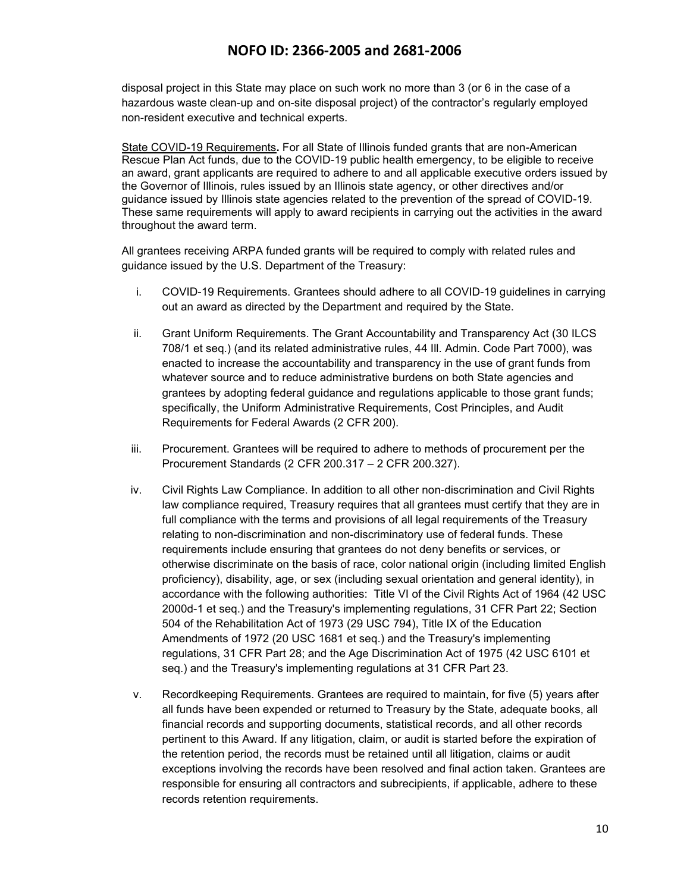disposal project in this State may place on such work no more than 3 (or 6 in the case of a hazardous waste clean-up and on-site disposal project) of the contractor's regularly employed non-resident executive and technical experts.

<u>State COVID-19 Requirements</u>**.** For all State of Illinois funded grants that are non-American Rescue Plan Act funds, due to the COVID-19 public health emergency, to be eligible to receive an award, grant applicants are required to adhere to and all applicable executive orders issued by the Governor of Illinois, rules issued by an Illinois state agency, or other directives and/or guidance issued by Illinois state agencies related to the prevention of the spread of COVID-19. These same requirements will apply to award recipients in carrying out the activities in the award throughout the award term.

All grantees receiving ARPA funded grants will be required to comply with related rules and guidance issued by the U.S. Department of the Treasury:

i. COVID-19 Requirements. Grantees should adhere to all COVID-19 guidelines in carrying out an award as directed by the Department and required by the State.

ii. Grant Uniform Requirements. The Grant Accountability and Transparency Act (30 ILCS 708/1 et seq.) (and its related administrative rules, 44 Ill. Admin. Code Part 7000), was enacted to increase the accountability and transparency in the use of grant funds from whatever source and to reduce administrative burdens on both State agencies and grantees by adopting federal guidance and regulations applicable to those grant funds; specifically, the Uniform Administrative Requirements, Cost Principles, and Audit Requirements for Federal Awards (2 CFR 200).

iii. Procurement. Grantees will be required to adhere to methods of procurement per the Procurement Standards (2 CFR 200.317 – 2 CFR 200.327).

iv. Civil Rights Law Compliance. In addition to all other non-discrimination and Civil Rights law compliance required, Treasury requires that all grantees must certify that they are in full compliance with the terms and provisions of all legal requirements of the Treasury relating to non-discrimination and non-discriminatory use of federal funds. These requirements include ensuring that grantees do not deny benefits or services, or otherwise discriminate on the basis of race, color national origin (including limited English proficiency), disability, age, or sex (including sexual orientation and general identity), in accordance with the following authorities: Title VI of the Civil Rights Act of 1964 (42 USC 2000d-1 et seq.) and the Treasury's implementing regulations, 31 CFR Part 22; Section 504 of the Rehabilitation Act of 1973 (29 USC 794), Title IX of the Education Amendments of 1972 (20 USC 1681 et seq.) and the Treasury's implementing regulations, 31 CFR Part 28; and the Age Discrimination Act of 1975 (42 USC 6101 et seq.) and the Treasury's implementing regulations at 31 CFR Part 23.

v. Recordkeeping Requirements. Grantees are required to maintain, for five (5) years after all funds have been expended or returned to Treasury by the State, adequate books, all financial records and supporting documents, statistical records, and all other records pertinent to this Award. If any litigation, claim, or audit is started before the expiration of the retention period, the records must be retained until all litigation, claims or audit exceptions involving the records have been resolved and final action taken. Grantees are responsible for ensuring all contractors and subrecipients, if applicable, adhere to these records retention requirements.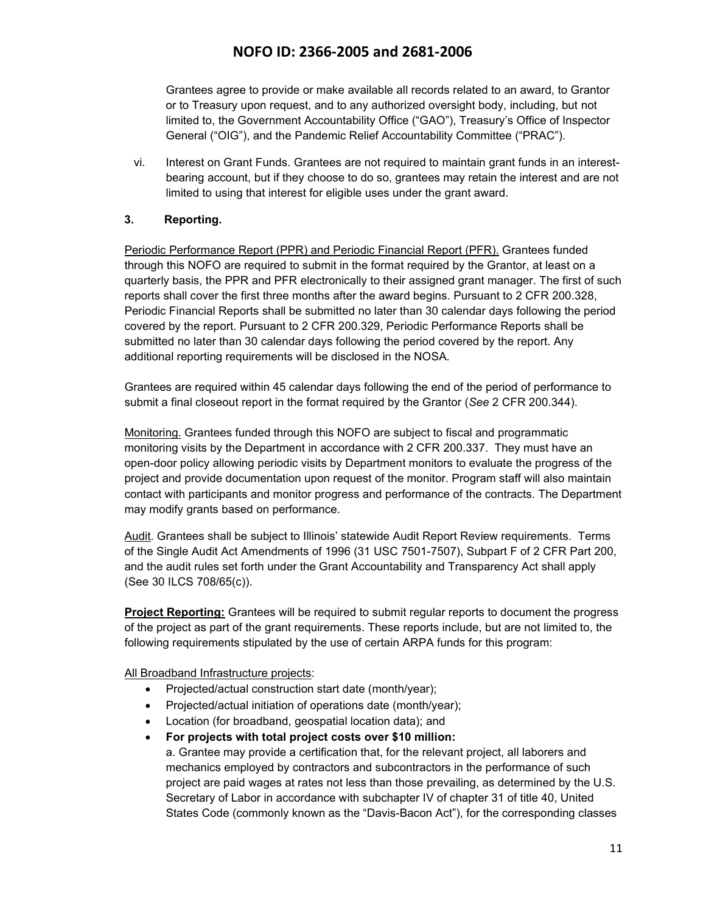Grantees agree to provide or make available all records related to an award, to Grantor or to Treasury upon request, and to any authorized oversight body, including, but not limited to, the Government Accountability Office ("GAO"), Treasury's Office of Inspector General ("OIG"), and the Pandemic Relief Accountability Committee ("PRAC").

vi. Interest on Grant Funds. Grantees are not required to maintain grant funds in an interest-bearing account, but if they choose to do so, grantees may retain the interest and are not limited to using that interest for eligible uses under the grant award.

**3. Reporting.**

Periodic Performance Report (PPR) and Periodic Financial Report (PFR). Grantees funded through this NOFO are required to submit in the format required by the Grantor, at least on a quarterly basis, the PPR and PFR electronically to their assigned grant manager. The first of such reports shall cover the first three months after the award begins. Pursuant to 2 CFR 200.328, Periodic Financial Reports shall be submitted no later than 30 calendar days following the period covered by the report. Pursuant to 2 CFR 200.329, Periodic Performance Reports shall be submitted no later than 30 calendar days following the period covered by the report. Any additional reporting requirements will be disclosed in the NOSA.

Grantees are required within 45 calendar days following the end of the period of performance to submit a final closeout report in the format required by the Grantor (*See* 2 CFR 200.344).

Monitoring. Grantees funded through this NOFO are subject to fiscal and programmatic monitoring visits by the Department in accordance with 2 CFR 200.337. They must have an open-door policy allowing periodic visits by Department monitors to evaluate the progress of the project and provide documentation upon request of the monitor. Program staff will also maintain contact with participants and monitor progress and performance of the contracts. The Department may modify grants based on performance.

Audit. Grantees shall be subject to Illinois' statewide Audit Report Review requirements. Terms of the Single Audit Act Amendments of 1996 (31 USC 7501-7507), Subpart F of 2 CFR Part 200, and the audit rules set forth under the Grant Accountability and Transparency Act shall apply (See 30 ILCS 708/65(c)).

**Project Reporting:** Grantees will be required to submit regular reports to document the progress of the project as part of the grant requirements. These reports include, but are not limited to, the following requirements stipulated by the use of certain ARPA funds for this program:

All Broadband Infrastructure projects:

- Projected/actual construction start date (month/year);
- Projected/actual initiation of operations date (month/year);
- Location (for broadband, geospatial location data); and
- **For projects with total project costs over $10 million:**
  a. Grantee may provide a certification that, for the relevant project, all laborers and mechanics employed by contractors and subcontractors in the performance of such project are paid wages at rates not less than those prevailing, as determined by the U.S. Secretary of Labor in accordance with subchapter IV of chapter 31 of title 40, United States Code (commonly known as the "Davis-Bacon Act"), for the corresponding classes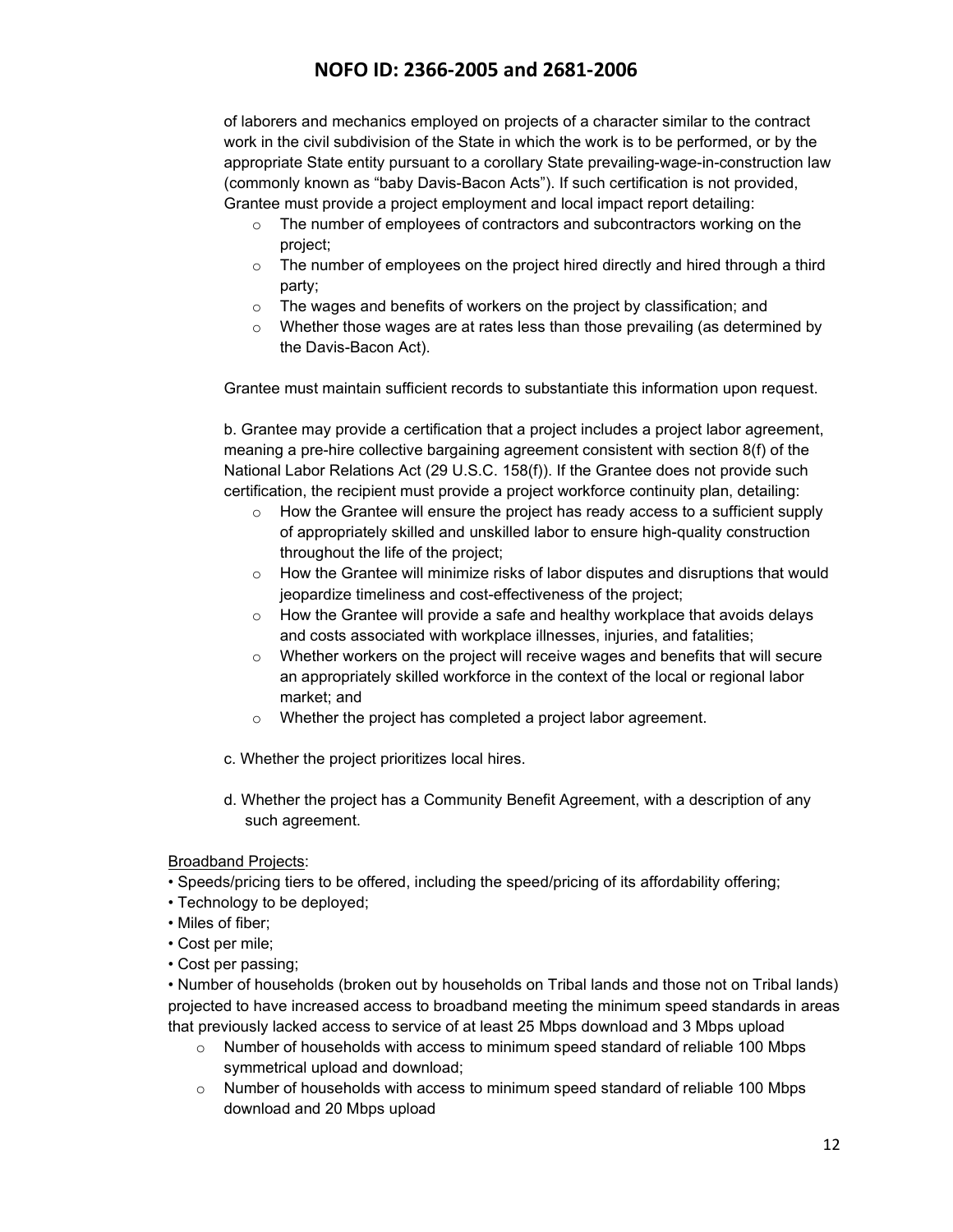of laborers and mechanics employed on projects of a character similar to the contract work in the civil subdivision of the State in which the work is to be performed, or by the appropriate State entity pursuant to a corollary State prevailing-wage-in-construction law (commonly known as "baby Davis-Bacon Acts"). If such certification is not provided, Grantee must provide a project employment and local impact report detailing:

- The number of employees of contractors and subcontractors working on the project;
- The number of employees on the project hired directly and hired through a third party;
- The wages and benefits of workers on the project by classification; and
- Whether those wages are at rates less than those prevailing (as determined by the Davis-Bacon Act).

Grantee must maintain sufficient records to substantiate this information upon request.

b. Grantee may provide a certification that a project includes a project labor agreement, meaning a pre-hire collective bargaining agreement consistent with section 8(f) of the National Labor Relations Act (29 U.S.C. 158(f)). If the Grantee does not provide such certification, the recipient must provide a project workforce continuity plan, detailing:

- How the Grantee will ensure the project has ready access to a sufficient supply of appropriately skilled and unskilled labor to ensure high-quality construction throughout the life of the project;
- How the Grantee will minimize risks of labor disputes and disruptions that would jeopardize timeliness and cost-effectiveness of the project;
- How the Grantee will provide a safe and healthy workplace that avoids delays and costs associated with workplace illnesses, injuries, and fatalities;
- Whether workers on the project will receive wages and benefits that will secure an appropriately skilled workforce in the context of the local or regional labor market; and
- Whether the project has completed a project labor agreement.

c. Whether the project prioritizes local hires.

d. Whether the project has a Community Benefit Agreement, with a description of any such agreement.

<u>Broadband Projects</u>:

- Speeds/pricing tiers to be offered, including the speed/pricing of its affordability offering;
- Technology to be deployed;
- Miles of fiber;
- Cost per mile;
- Cost per passing;
- Number of households (broken out by households on Tribal lands and those not on Tribal lands) projected to have increased access to broadband meeting the minimum speed standards in areas that previously lacked access to service of at least 25 Mbps download and 3 Mbps upload
  - Number of households with access to minimum speed standard of reliable 100 Mbps symmetrical upload and download;
  - Number of households with access to minimum speed standard of reliable 100 Mbps download and 20 Mbps upload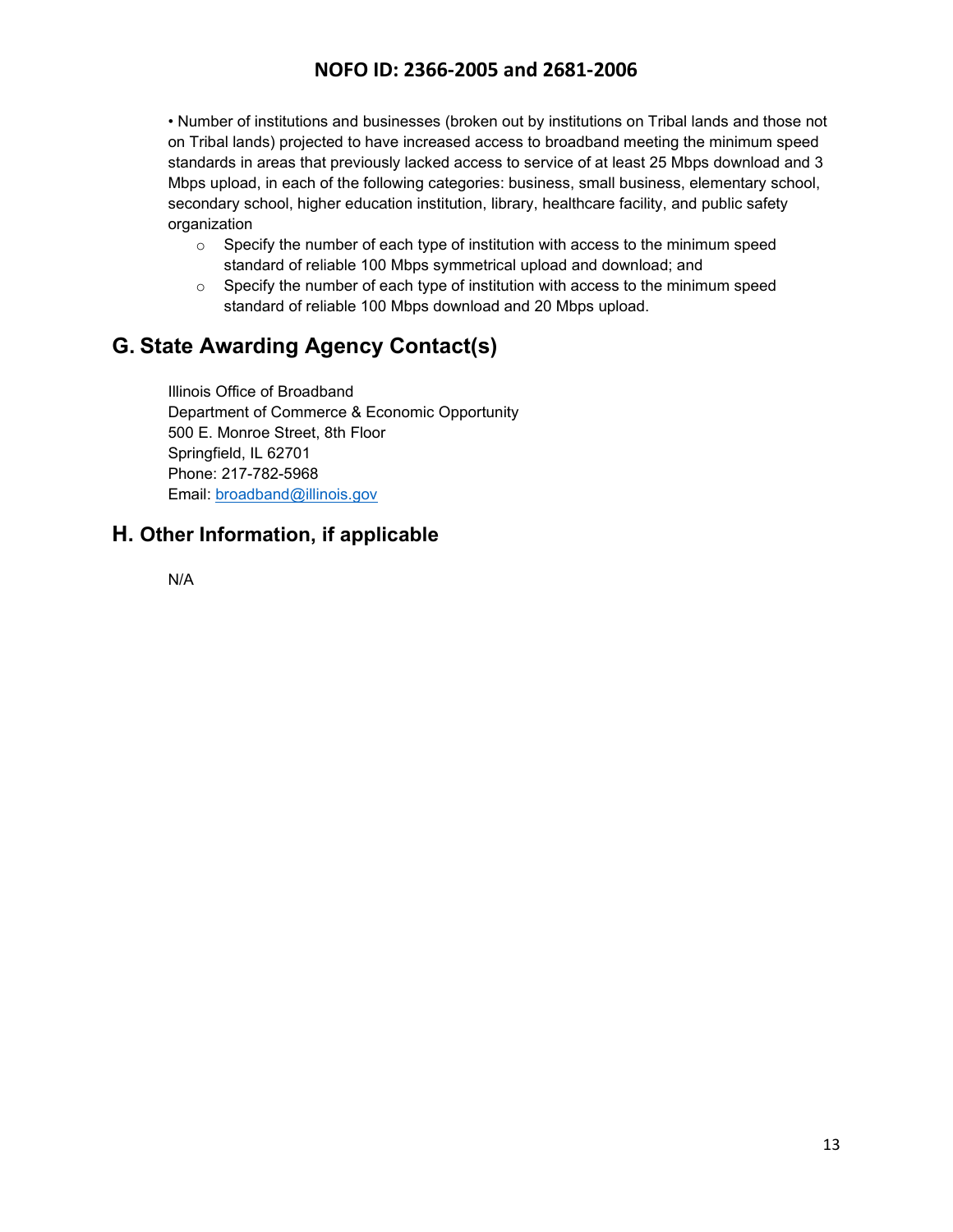- Number of institutions and businesses (broken out by institutions on Tribal lands and those not on Tribal lands) projected to have increased access to broadband meeting the minimum speed standards in areas that previously lacked access to service of at least 25 Mbps download and 3 Mbps upload, in each of the following categories: business, small business, elementary school, secondary school, higher education institution, library, healthcare facility, and public safety organization
  - Specify the number of each type of institution with access to the minimum speed standard of reliable 100 Mbps symmetrical upload and download; and
  - Specify the number of each type of institution with access to the minimum speed standard of reliable 100 Mbps download and 20 Mbps upload.

## G. State Awarding Agency Contact(s)

Illinois Office of Broadband
Department of Commerce & Economic Opportunity
500 E. Monroe Street, 8th Floor
Springfield, IL 62701
Phone: 217-782-5968
Email: broadband@illinois.gov

## H. Other Information, if applicable

N/A